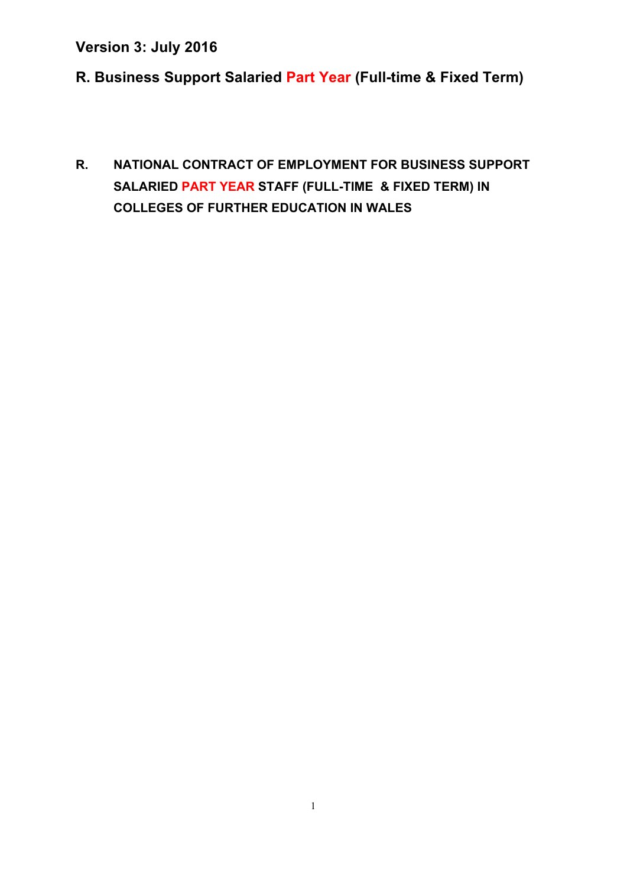**Version 3: July 2016**

**R. Business Support Salaried Part Year (Full-time & Fixed Term)**

# R. NATIONAL CONTRACT OF EMPLOYMENT FOR BUSINESS SUPPORT SALARIED PART YEAR STAFF (FULL-TIME & FIXED TERM) IN COLLEGES OF FURTHER EDUCATION IN WALES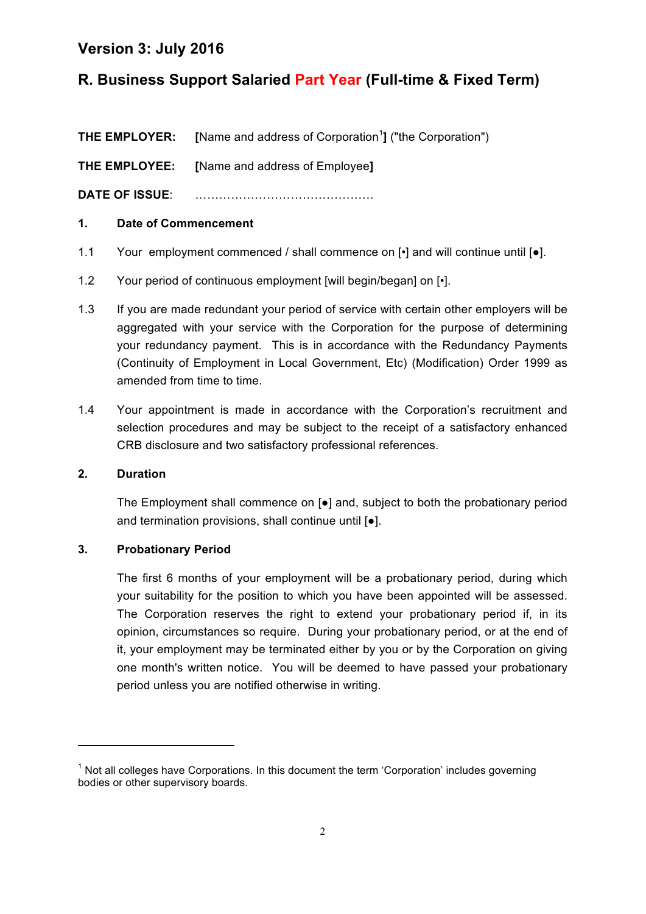# Version 3: July 2016

## R. Business Support Salaried Part Year (Full-time & Fixed Term)

**THE EMPLOYER:** [Name and address of Corporation[1]] ("the Corporation")

**THE EMPLOYEE:** [Name and address of Employee]

**DATE OF ISSUE**: ………………………………………

**1. Date of Commencement**

1.1 Your employment commenced / shall commence on [•] and will continue until [●].

1.2 Your period of continuous employment [will begin/began] on [•].

1.3 If you are made redundant your period of service with certain other employers will be aggregated with your service with the Corporation for the purpose of determining your redundancy payment. This is in accordance with the Redundancy Payments (Continuity of Employment in Local Government, Etc) (Modification) Order 1999 as amended from time to time.

1.4 Your appointment is made in accordance with the Corporation's recruitment and selection procedures and may be subject to the receipt of a satisfactory enhanced CRB disclosure and two satisfactory professional references.

**2. Duration**

The Employment shall commence on [●] and, subject to both the probationary period and termination provisions, shall continue until [●].

**3. Probationary Period**

The first 6 months of your employment will be a probationary period, during which your suitability for the position to which you have been appointed will be assessed. The Corporation reserves the right to extend your probationary period if, in its opinion, circumstances so require. During your probationary period, or at the end of it, your employment may be terminated either by you or by the Corporation on giving one month's written notice. You will be deemed to have passed your probationary period unless you are notified otherwise in writing.

---

[1] Not all colleges have Corporations. In this document the term 'Corporation' includes governing bodies or other supervisory boards.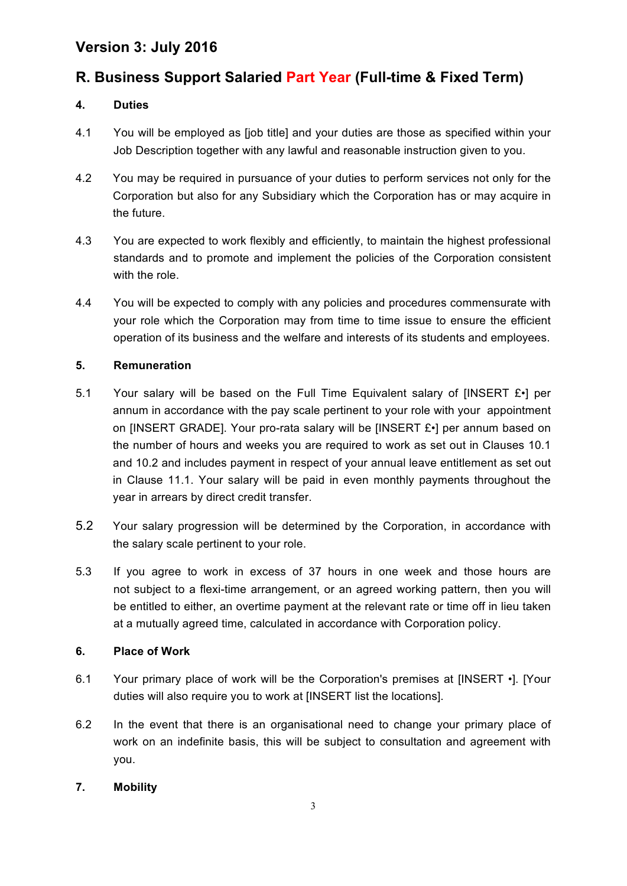# Version 3: July 2016

## R. Business Support Salaried Part Year (Full-time & Fixed Term)

**4. Duties**

4.1 You will be employed as [job title] and your duties are those as specified within your Job Description together with any lawful and reasonable instruction given to you.

4.2 You may be required in pursuance of your duties to perform services not only for the Corporation but also for any Subsidiary which the Corporation has or may acquire in the future.

4.3 You are expected to work flexibly and efficiently, to maintain the highest professional standards and to promote and implement the policies of the Corporation consistent with the role.

4.4 You will be expected to comply with any policies and procedures commensurate with your role which the Corporation may from time to time issue to ensure the efficient operation of its business and the welfare and interests of its students and employees.

**5. Remuneration**

5.1 Your salary will be based on the Full Time Equivalent salary of [INSERT £•] per annum in accordance with the pay scale pertinent to your role with your appointment on [INSERT GRADE]. Your pro-rata salary will be [INSERT £•] per annum based on the number of hours and weeks you are required to work as set out in Clauses 10.1 and 10.2 and includes payment in respect of your annual leave entitlement as set out in Clause 11.1. Your salary will be paid in even monthly payments throughout the year in arrears by direct credit transfer.

5.2 Your salary progression will be determined by the Corporation, in accordance with the salary scale pertinent to your role.

5.3 If you agree to work in excess of 37 hours in one week and those hours are not subject to a flexi-time arrangement, or an agreed working pattern, then you will be entitled to either, an overtime payment at the relevant rate or time off in lieu taken at a mutually agreed time, calculated in accordance with Corporation policy.

**6. Place of Work**

6.1 Your primary place of work will be the Corporation's premises at [INSERT •]. [Your duties will also require you to work at [INSERT list the locations].

6.2 In the event that there is an organisational need to change your primary place of work on an indefinite basis, this will be subject to consultation and agreement with you.

**7. Mobility**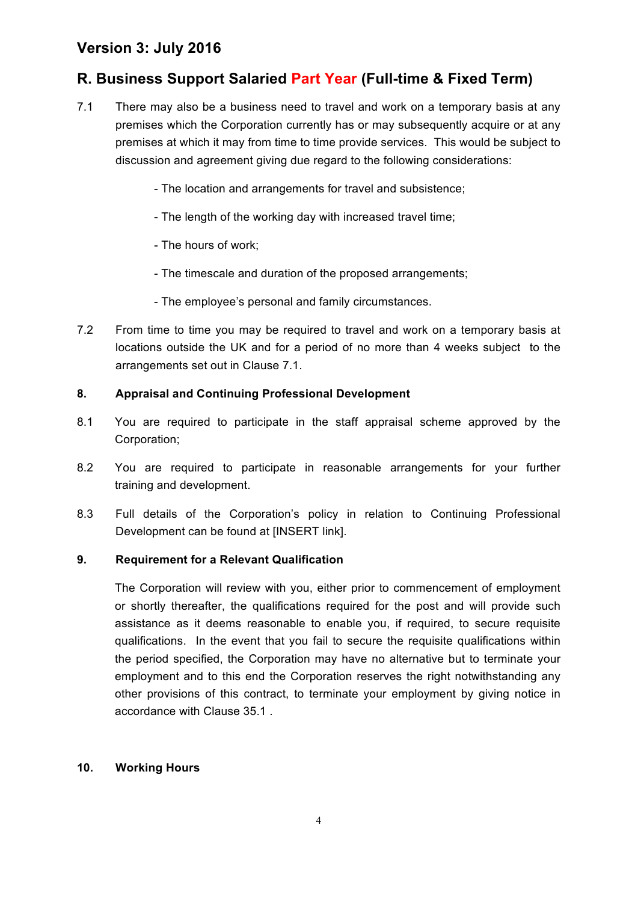## Version 3: July 2016

## R. Business Support Salaried Part Year (Full-time & Fixed Term)

7.1 There may also be a business need to travel and work on a temporary basis at any premises which the Corporation currently has or may subsequently acquire or at any premises at which it may from time to time provide services. This would be subject to discussion and agreement giving due regard to the following considerations:

- The location and arrangements for travel and subsistence;
- The length of the working day with increased travel time;
- The hours of work;
- The timescale and duration of the proposed arrangements;
- The employee's personal and family circumstances.

7.2 From time to time you may be required to travel and work on a temporary basis at locations outside the UK and for a period of no more than 4 weeks subject to the arrangements set out in Clause 7.1.

**8. Appraisal and Continuing Professional Development**

8.1 You are required to participate in the staff appraisal scheme approved by the Corporation;

8.2 You are required to participate in reasonable arrangements for your further training and development.

8.3 Full details of the Corporation's policy in relation to Continuing Professional Development can be found at [INSERT link].

**9. Requirement for a Relevant Qualification**

The Corporation will review with you, either prior to commencement of employment or shortly thereafter, the qualifications required for the post and will provide such assistance as it deems reasonable to enable you, if required, to secure requisite qualifications. In the event that you fail to secure the requisite qualifications within the period specified, the Corporation may have no alternative but to terminate your employment and to this end the Corporation reserves the right notwithstanding any other provisions of this contract, to terminate your employment by giving notice in accordance with Clause 35.1 .

**10. Working Hours**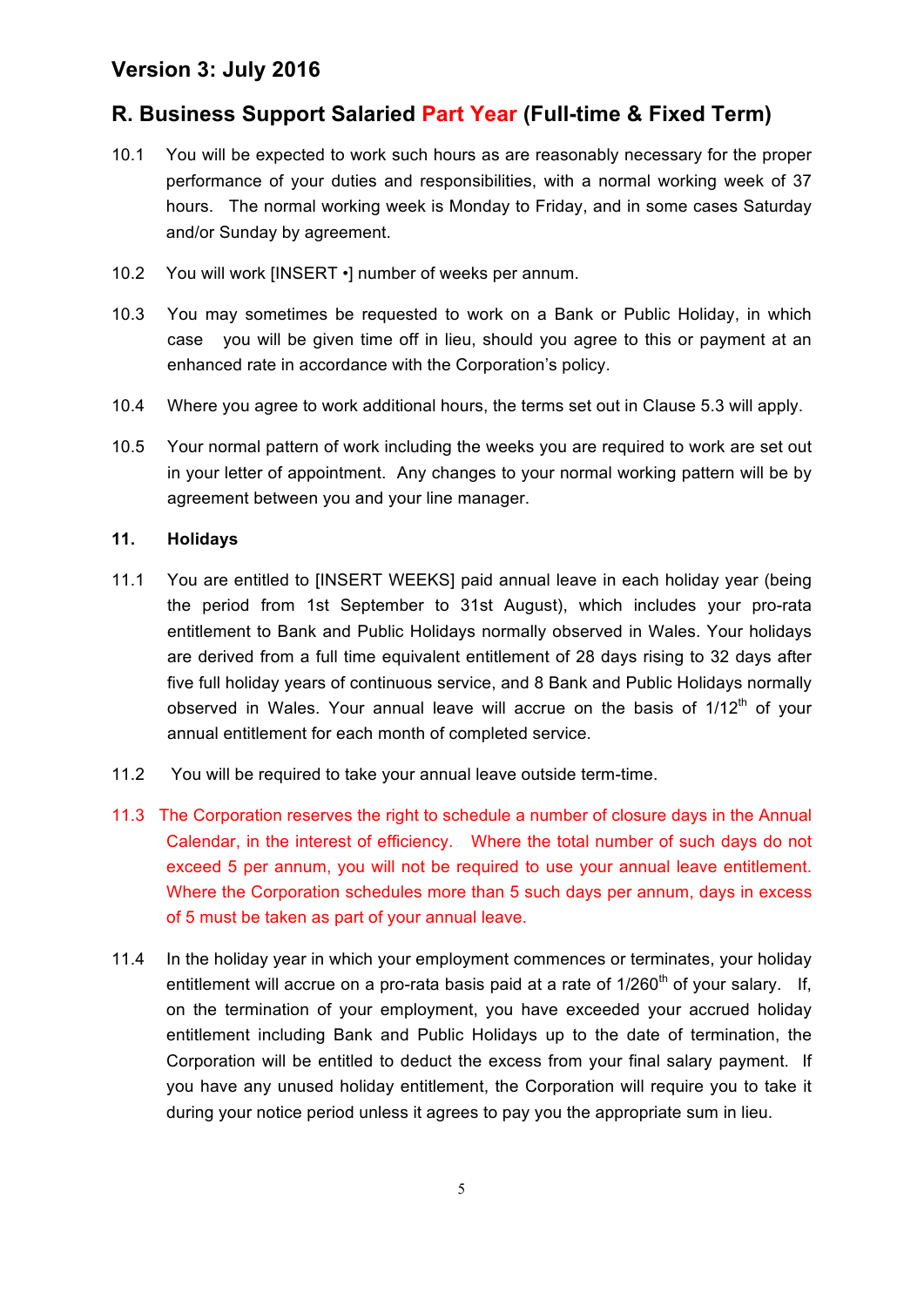## Version 3: July 2016

## R. Business Support Salaried Part Year (Full-time & Fixed Term)

10.1 You will be expected to work such hours as are reasonably necessary for the proper performance of your duties and responsibilities, with a normal working week of 37 hours. The normal working week is Monday to Friday, and in some cases Saturday and/or Sunday by agreement.

10.2 You will work [INSERT •] number of weeks per annum.

10.3 You may sometimes be requested to work on a Bank or Public Holiday, in which case you will be given time off in lieu, should you agree to this or payment at an enhanced rate in accordance with the Corporation's policy.

10.4 Where you agree to work additional hours, the terms set out in Clause 5.3 will apply.

10.5 Your normal pattern of work including the weeks you are required to work are set out in your letter of appointment. Any changes to your normal working pattern will be by agreement between you and your line manager.

**11. Holidays**

11.1 You are entitled to [INSERT WEEKS] paid annual leave in each holiday year (being the period from 1st September to 31st August), which includes your pro-rata entitlement to Bank and Public Holidays normally observed in Wales. Your holidays are derived from a full time equivalent entitlement of 28 days rising to 32 days after five full holiday years of continuous service, and 8 Bank and Public Holidays normally observed in Wales. Your annual leave will accrue on the basis of 1/12th of your annual entitlement for each month of completed service.

11.2 You will be required to take your annual leave outside term-time.

11.3 The Corporation reserves the right to schedule a number of closure days in the Annual Calendar, in the interest of efficiency. Where the total number of such days do not exceed 5 per annum, you will not be required to use your annual leave entitlement. Where the Corporation schedules more than 5 such days per annum, days in excess of 5 must be taken as part of your annual leave.

11.4 In the holiday year in which your employment commences or terminates, your holiday entitlement will accrue on a pro-rata basis paid at a rate of 1/260th of your salary. If, on the termination of your employment, you have exceeded your accrued holiday entitlement including Bank and Public Holidays up to the date of termination, the Corporation will be entitled to deduct the excess from your final salary payment. If you have any unused holiday entitlement, the Corporation will require you to take it during your notice period unless it agrees to pay you the appropriate sum in lieu.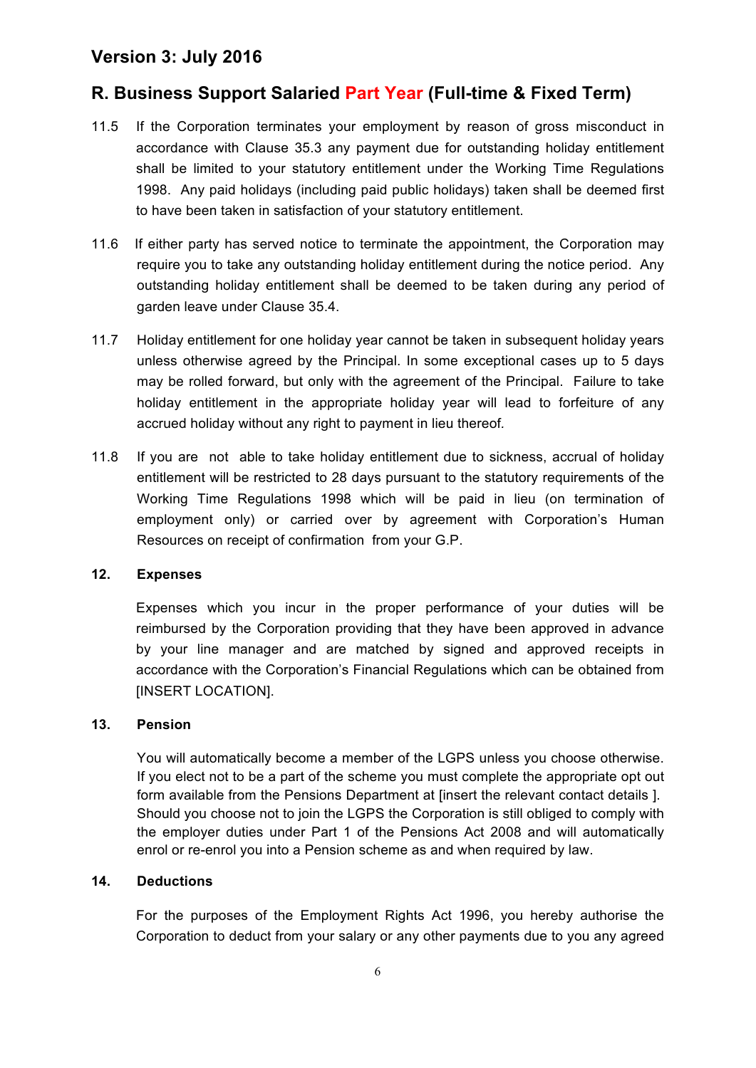Version 3: July 2016

## R. Business Support Salaried Part Year (Full-time & Fixed Term)

11.5 If the Corporation terminates your employment by reason of gross misconduct in accordance with Clause 35.3 any payment due for outstanding holiday entitlement shall be limited to your statutory entitlement under the Working Time Regulations 1998. Any paid holidays (including paid public holidays) taken shall be deemed first to have been taken in satisfaction of your statutory entitlement.

11.6 If either party has served notice to terminate the appointment, the Corporation may require you to take any outstanding holiday entitlement during the notice period. Any outstanding holiday entitlement shall be deemed to be taken during any period of garden leave under Clause 35.4.

11.7 Holiday entitlement for one holiday year cannot be taken in subsequent holiday years unless otherwise agreed by the Principal. In some exceptional cases up to 5 days may be rolled forward, but only with the agreement of the Principal. Failure to take holiday entitlement in the appropriate holiday year will lead to forfeiture of any accrued holiday without any right to payment in lieu thereof.

11.8 If you are not able to take holiday entitlement due to sickness, accrual of holiday entitlement will be restricted to 28 days pursuant to the statutory requirements of the Working Time Regulations 1998 which will be paid in lieu (on termination of employment only) or carried over by agreement with Corporation's Human Resources on receipt of confirmation from your G.P.

**12. Expenses**

Expenses which you incur in the proper performance of your duties will be reimbursed by the Corporation providing that they have been approved in advance by your line manager and are matched by signed and approved receipts in accordance with the Corporation's Financial Regulations which can be obtained from [INSERT LOCATION].

**13. Pension**

You will automatically become a member of the LGPS unless you choose otherwise. If you elect not to be a part of the scheme you must complete the appropriate opt out form available from the Pensions Department at [insert the relevant contact details ]. Should you choose not to join the LGPS the Corporation is still obliged to comply with the employer duties under Part 1 of the Pensions Act 2008 and will automatically enrol or re-enrol you into a Pension scheme as and when required by law.

**14. Deductions**

For the purposes of the Employment Rights Act 1996, you hereby authorise the Corporation to deduct from your salary or any other payments due to you any agreed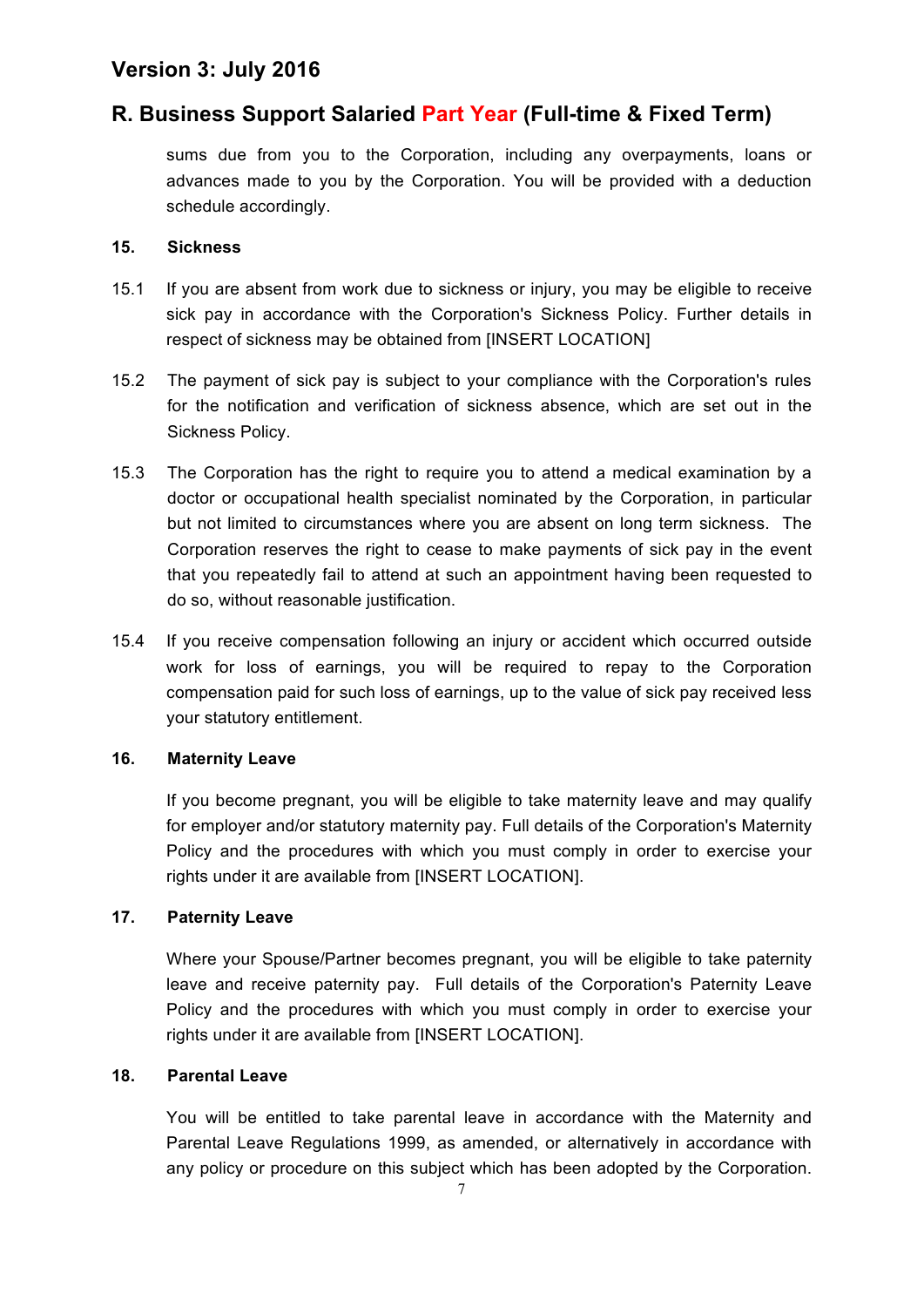sums due from you to the Corporation, including any overpayments, loans or advances made to you by the Corporation. You will be provided with a deduction schedule accordingly.

**15. Sickness**

15.1 If you are absent from work due to sickness or injury, you may be eligible to receive sick pay in accordance with the Corporation's Sickness Policy. Further details in respect of sickness may be obtained from [INSERT LOCATION]

15.2 The payment of sick pay is subject to your compliance with the Corporation's rules for the notification and verification of sickness absence, which are set out in the Sickness Policy.

15.3 The Corporation has the right to require you to attend a medical examination by a doctor or occupational health specialist nominated by the Corporation, in particular but not limited to circumstances where you are absent on long term sickness. The Corporation reserves the right to cease to make payments of sick pay in the event that you repeatedly fail to attend at such an appointment having been requested to do so, without reasonable justification.

15.4 If you receive compensation following an injury or accident which occurred outside work for loss of earnings, you will be required to repay to the Corporation compensation paid for such loss of earnings, up to the value of sick pay received less your statutory entitlement.

**16. Maternity Leave**

If you become pregnant, you will be eligible to take maternity leave and may qualify for employer and/or statutory maternity pay. Full details of the Corporation's Maternity Policy and the procedures with which you must comply in order to exercise your rights under it are available from [INSERT LOCATION].

**17. Paternity Leave**

Where your Spouse/Partner becomes pregnant, you will be eligible to take paternity leave and receive paternity pay. Full details of the Corporation's Paternity Leave Policy and the procedures with which you must comply in order to exercise your rights under it are available from [INSERT LOCATION].

**18. Parental Leave**

You will be entitled to take parental leave in accordance with the Maternity and Parental Leave Regulations 1999, as amended, or alternatively in accordance with any policy or procedure on this subject which has been adopted by the Corporation.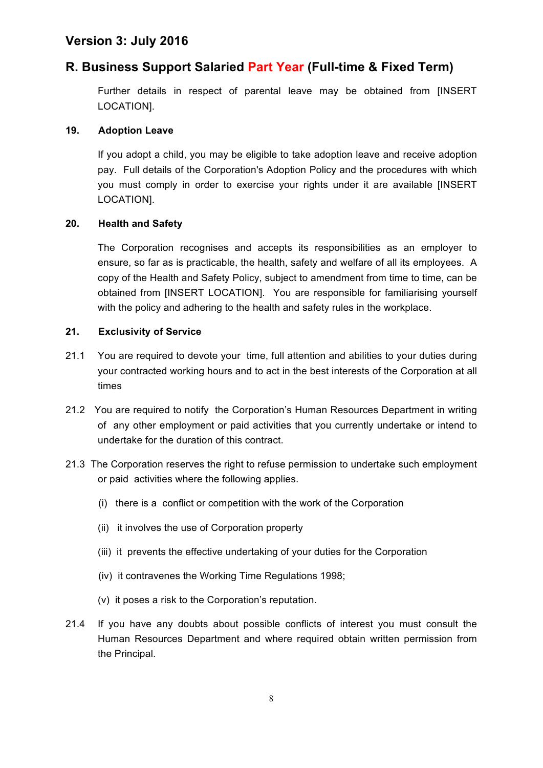Further details in respect of parental leave may be obtained from [INSERT LOCATION].

**19. Adoption Leave**

If you adopt a child, you may be eligible to take adoption leave and receive adoption pay. Full details of the Corporation's Adoption Policy and the procedures with which you must comply in order to exercise your rights under it are available [INSERT LOCATION].

**20. Health and Safety**

The Corporation recognises and accepts its responsibilities as an employer to ensure, so far as is practicable, the health, safety and welfare of all its employees. A copy of the Health and Safety Policy, subject to amendment from time to time, can be obtained from [INSERT LOCATION]. You are responsible for familiarising yourself with the policy and adhering to the health and safety rules in the workplace.

**21. Exclusivity of Service**

21.1 You are required to devote your time, full attention and abilities to your duties during your contracted working hours and to act in the best interests of the Corporation at all times

21.2 You are required to notify the Corporation's Human Resources Department in writing of any other employment or paid activities that you currently undertake or intend to undertake for the duration of this contract.

21.3 The Corporation reserves the right to refuse permission to undertake such employment or paid activities where the following applies.

(i) there is a conflict or competition with the work of the Corporation

(ii) it involves the use of Corporation property

(iii) it prevents the effective undertaking of your duties for the Corporation

(iv) it contravenes the Working Time Regulations 1998;

(v) it poses a risk to the Corporation's reputation.

21.4 If you have any doubts about possible conflicts of interest you must consult the Human Resources Department and where required obtain written permission from the Principal.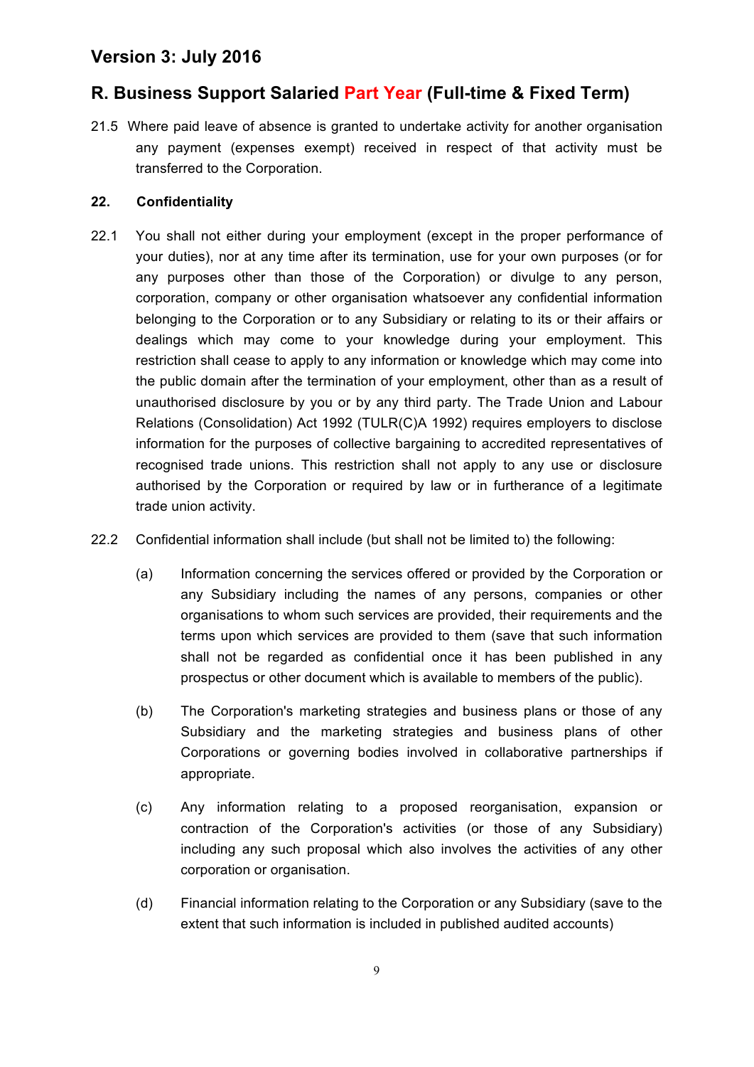21.5 Where paid leave of absence is granted to undertake activity for another organisation any payment (expenses exempt) received in respect of that activity must be transferred to the Corporation.

**22. Confidentiality**

22.1 You shall not either during your employment (except in the proper performance of your duties), nor at any time after its termination, use for your own purposes (or for any purposes other than those of the Corporation) or divulge to any person, corporation, company or other organisation whatsoever any confidential information belonging to the Corporation or to any Subsidiary or relating to its or their affairs or dealings which may come to your knowledge during your employment. This restriction shall cease to apply to any information or knowledge which may come into the public domain after the termination of your employment, other than as a result of unauthorised disclosure by you or by any third party. The Trade Union and Labour Relations (Consolidation) Act 1992 (TULR(C)A 1992) requires employers to disclose information for the purposes of collective bargaining to accredited representatives of recognised trade unions. This restriction shall not apply to any use or disclosure authorised by the Corporation or required by law or in furtherance of a legitimate trade union activity.

22.2 Confidential information shall include (but shall not be limited to) the following:

(a) Information concerning the services offered or provided by the Corporation or any Subsidiary including the names of any persons, companies or other organisations to whom such services are provided, their requirements and the terms upon which services are provided to them (save that such information shall not be regarded as confidential once it has been published in any prospectus or other document which is available to members of the public).

(b) The Corporation's marketing strategies and business plans or those of any Subsidiary and the marketing strategies and business plans of other Corporations or governing bodies involved in collaborative partnerships if appropriate.

(c) Any information relating to a proposed reorganisation, expansion or contraction of the Corporation's activities (or those of any Subsidiary) including any such proposal which also involves the activities of any other corporation or organisation.

(d) Financial information relating to the Corporation or any Subsidiary (save to the extent that such information is included in published audited accounts)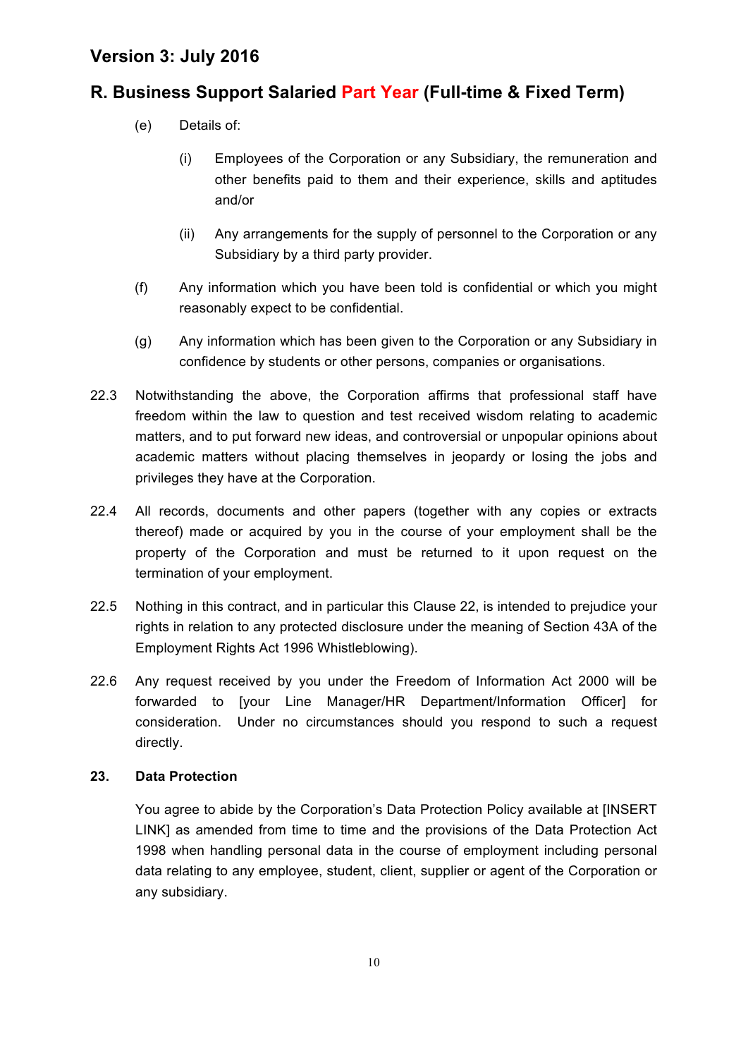(e) Details of:

(i) Employees of the Corporation or any Subsidiary, the remuneration and other benefits paid to them and their experience, skills and aptitudes and/or

(ii) Any arrangements for the supply of personnel to the Corporation or any Subsidiary by a third party provider.

(f) Any information which you have been told is confidential or which you might reasonably expect to be confidential.

(g) Any information which has been given to the Corporation or any Subsidiary in confidence by students or other persons, companies or organisations.

22.3 Notwithstanding the above, the Corporation affirms that professional staff have freedom within the law to question and test received wisdom relating to academic matters, and to put forward new ideas, and controversial or unpopular opinions about academic matters without placing themselves in jeopardy or losing the jobs and privileges they have at the Corporation.

22.4 All records, documents and other papers (together with any copies or extracts thereof) made or acquired by you in the course of your employment shall be the property of the Corporation and must be returned to it upon request on the termination of your employment.

22.5 Nothing in this contract, and in particular this Clause 22, is intended to prejudice your rights in relation to any protected disclosure under the meaning of Section 43A of the Employment Rights Act 1996 Whistleblowing).

22.6 Any request received by you under the Freedom of Information Act 2000 will be forwarded to [your Line Manager/HR Department/Information Officer] for consideration. Under no circumstances should you respond to such a request directly.

**23. Data Protection**

You agree to abide by the Corporation's Data Protection Policy available at [INSERT LINK] as amended from time to time and the provisions of the Data Protection Act 1998 when handling personal data in the course of employment including personal data relating to any employee, student, client, supplier or agent of the Corporation or any subsidiary.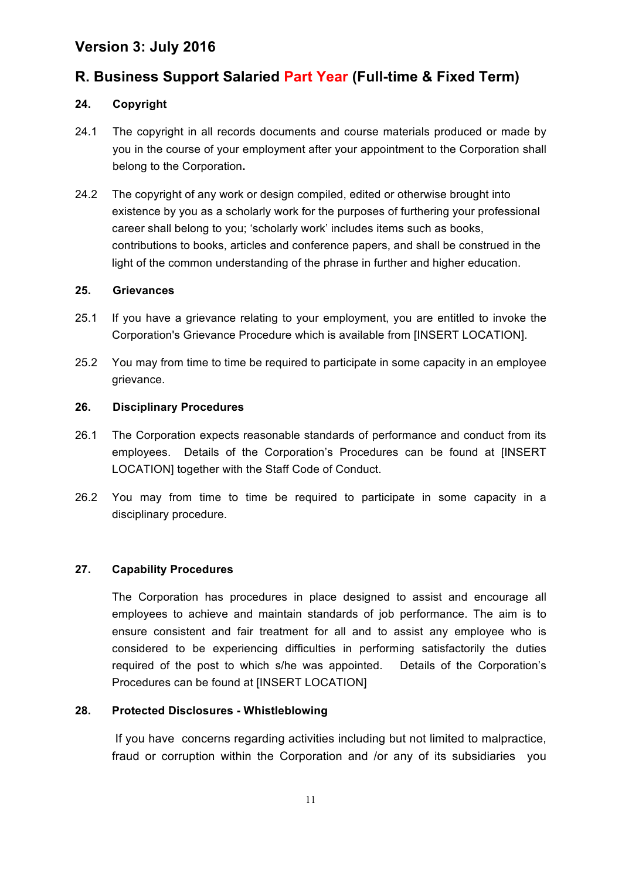## Version 3: July 2016

## R. Business Support Salaried Part Year (Full-time & Fixed Term)

### 24. Copyright

24.1 The copyright in all records documents and course materials produced or made by you in the course of your employment after your appointment to the Corporation shall belong to the Corporation**.**

24.2 The copyright of any work or design compiled, edited or otherwise brought into existence by you as a scholarly work for the purposes of furthering your professional career shall belong to you; 'scholarly work' includes items such as books, contributions to books, articles and conference papers, and shall be construed in the light of the common understanding of the phrase in further and higher education.

### 25. Grievances

25.1 If you have a grievance relating to your employment, you are entitled to invoke the Corporation's Grievance Procedure which is available from [INSERT LOCATION].

25.2 You may from time to time be required to participate in some capacity in an employee grievance.

### 26. Disciplinary Procedures

26.1 The Corporation expects reasonable standards of performance and conduct from its employees. Details of the Corporation's Procedures can be found at [INSERT LOCATION] together with the Staff Code of Conduct.

26.2 You may from time to time be required to participate in some capacity in a disciplinary procedure.

### 27. Capability Procedures

The Corporation has procedures in place designed to assist and encourage all employees to achieve and maintain standards of job performance. The aim is to ensure consistent and fair treatment for all and to assist any employee who is considered to be experiencing difficulties in performing satisfactorily the duties required of the post to which s/he was appointed. Details of the Corporation's Procedures can be found at [INSERT LOCATION]

### 28. Protected Disclosures - Whistleblowing

If you have concerns regarding activities including but not limited to malpractice, fraud or corruption within the Corporation and /or any of its subsidiaries you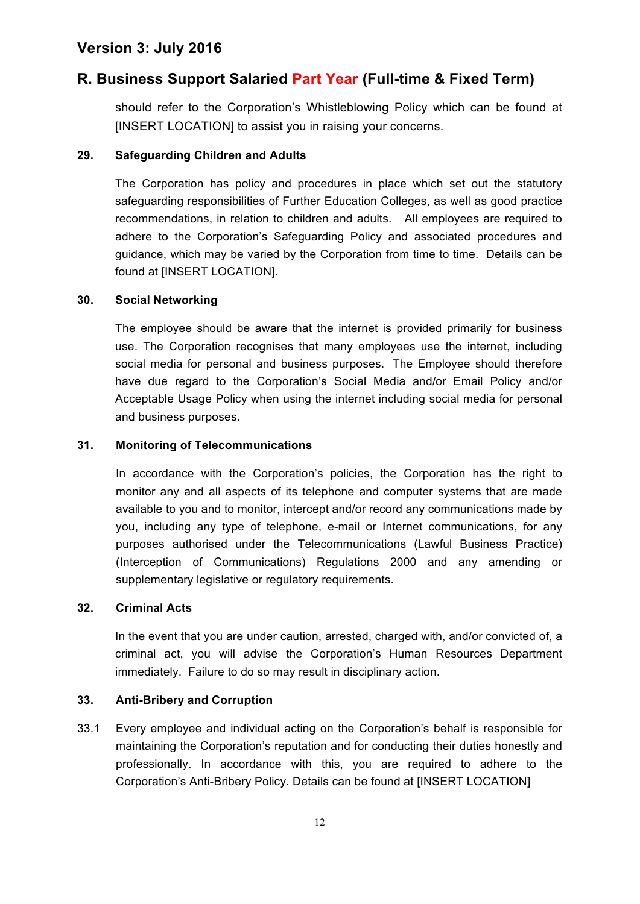should refer to the Corporation's Whistleblowing Policy which can be found at [INSERT LOCATION] to assist you in raising your concerns.

**29. Safeguarding Children and Adults**

The Corporation has policy and procedures in place which set out the statutory safeguarding responsibilities of Further Education Colleges, as well as good practice recommendations, in relation to children and adults. All employees are required to adhere to the Corporation's Safeguarding Policy and associated procedures and guidance, which may be varied by the Corporation from time to time. Details can be found at [INSERT LOCATION].

**30. Social Networking**

The employee should be aware that the internet is provided primarily for business use. The Corporation recognises that many employees use the internet, including social media for personal and business purposes. The Employee should therefore have due regard to the Corporation's Social Media and/or Email Policy and/or Acceptable Usage Policy when using the internet including social media for personal and business purposes.

**31. Monitoring of Telecommunications**

In accordance with the Corporation's policies, the Corporation has the right to monitor any and all aspects of its telephone and computer systems that are made available to you and to monitor, intercept and/or record any communications made by you, including any type of telephone, e-mail or Internet communications, for any purposes authorised under the Telecommunications (Lawful Business Practice) (Interception of Communications) Regulations 2000 and any amending or supplementary legislative or regulatory requirements.

**32. Criminal Acts**

In the event that you are under caution, arrested, charged with, and/or convicted of, a criminal act, you will advise the Corporation's Human Resources Department immediately. Failure to do so may result in disciplinary action.

**33. Anti-Bribery and Corruption**

33.1 Every employee and individual acting on the Corporation's behalf is responsible for maintaining the Corporation's reputation and for conducting their duties honestly and professionally. In accordance with this, you are required to adhere to the Corporation's Anti-Bribery Policy. Details can be found at [INSERT LOCATION]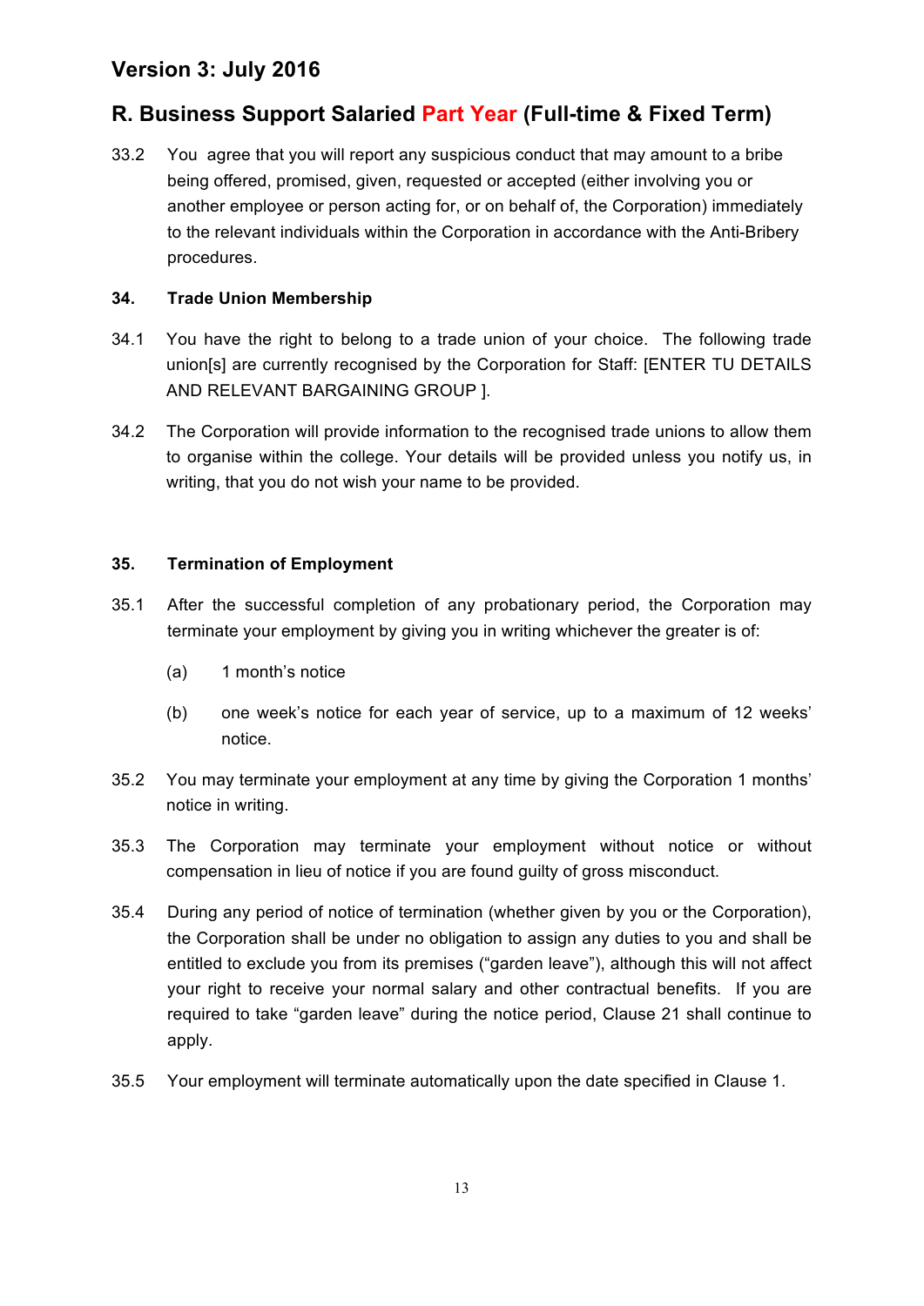33.2 You agree that you will report any suspicious conduct that may amount to a bribe being offered, promised, given, requested or accepted (either involving you or another employee or person acting for, or on behalf of, the Corporation) immediately to the relevant individuals within the Corporation in accordance with the Anti-Bribery procedures.

**34. Trade Union Membership**

34.1 You have the right to belong to a trade union of your choice. The following trade union[s] are currently recognised by the Corporation for Staff: [ENTER TU DETAILS AND RELEVANT BARGAINING GROUP ].

34.2 The Corporation will provide information to the recognised trade unions to allow them to organise within the college. Your details will be provided unless you notify us, in writing, that you do not wish your name to be provided.

**35. Termination of Employment**

35.1 After the successful completion of any probationary period, the Corporation may terminate your employment by giving you in writing whichever the greater is of:

(a) 1 month's notice

(b) one week's notice for each year of service, up to a maximum of 12 weeks' notice.

35.2 You may terminate your employment at any time by giving the Corporation 1 months' notice in writing.

35.3 The Corporation may terminate your employment without notice or without compensation in lieu of notice if you are found guilty of gross misconduct.

35.4 During any period of notice of termination (whether given by you or the Corporation), the Corporation shall be under no obligation to assign any duties to you and shall be entitled to exclude you from its premises ("garden leave"), although this will not affect your right to receive your normal salary and other contractual benefits. If you are required to take "garden leave" during the notice period, Clause 21 shall continue to apply.

35.5 Your employment will terminate automatically upon the date specified in Clause 1.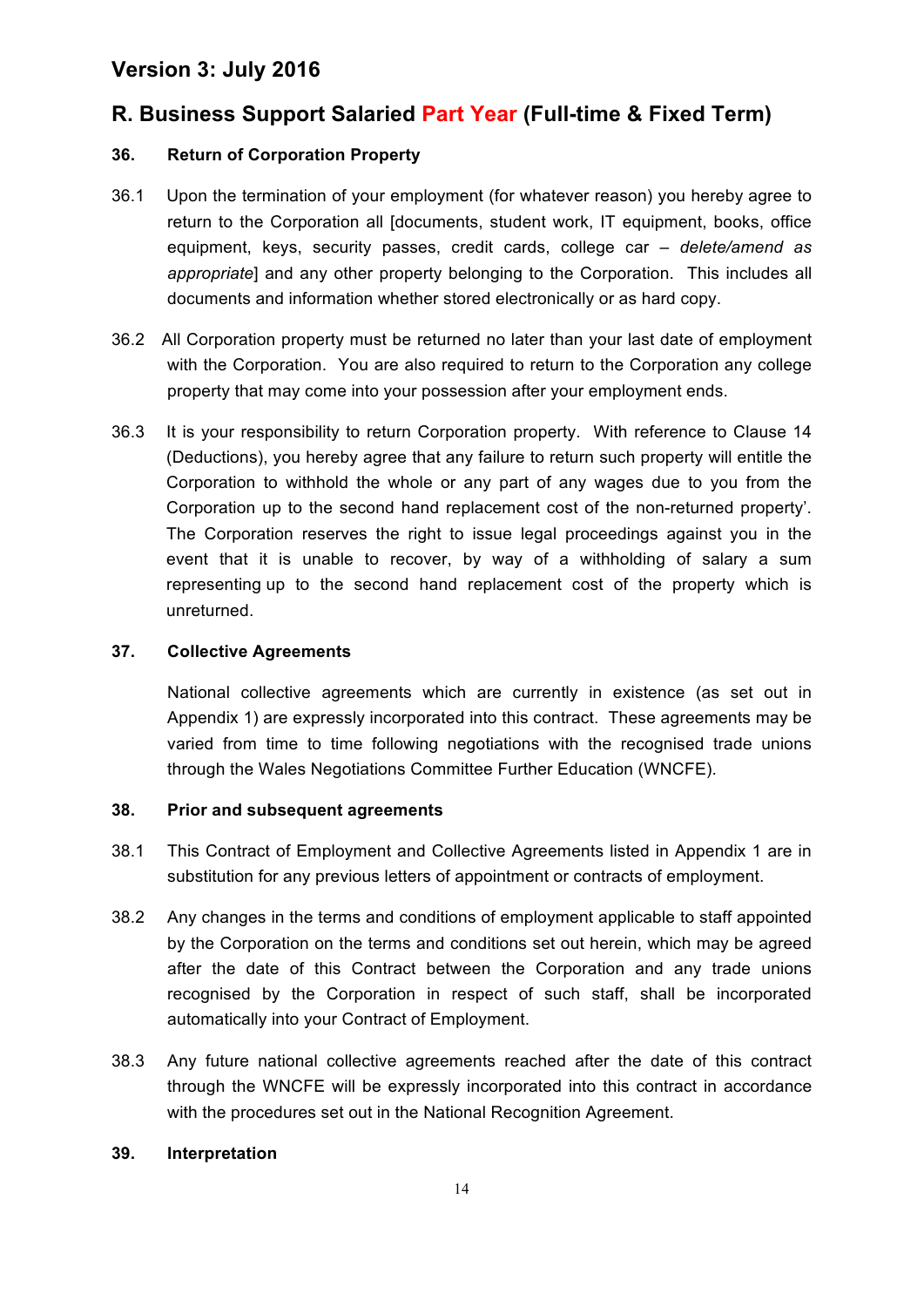# Version 3: July 2016

## R. Business Support Salaried Part Year (Full-time & Fixed Term)

### 36. Return of Corporation Property

36.1 Upon the termination of your employment (for whatever reason) you hereby agree to return to the Corporation all [documents, student work, IT equipment, books, office equipment, keys, security passes, credit cards, college car – *delete/amend as appropriate*] and any other property belonging to the Corporation. This includes all documents and information whether stored electronically or as hard copy.

36.2 All Corporation property must be returned no later than your last date of employment with the Corporation. You are also required to return to the Corporation any college property that may come into your possession after your employment ends.

36.3 It is your responsibility to return Corporation property. With reference to Clause 14 (Deductions), you hereby agree that any failure to return such property will entitle the Corporation to withhold the whole or any part of any wages due to you from the Corporation up to the second hand replacement cost of the non-returned property'. The Corporation reserves the right to issue legal proceedings against you in the event that it is unable to recover, by way of a withholding of salary a sum representing up to the second hand replacement cost of the property which is unreturned.

### 37. Collective Agreements

National collective agreements which are currently in existence (as set out in Appendix 1) are expressly incorporated into this contract. These agreements may be varied from time to time following negotiations with the recognised trade unions through the Wales Negotiations Committee Further Education (WNCFE).

### 38. Prior and subsequent agreements

38.1 This Contract of Employment and Collective Agreements listed in Appendix 1 are in substitution for any previous letters of appointment or contracts of employment.

38.2 Any changes in the terms and conditions of employment applicable to staff appointed by the Corporation on the terms and conditions set out herein, which may be agreed after the date of this Contract between the Corporation and any trade unions recognised by the Corporation in respect of such staff, shall be incorporated automatically into your Contract of Employment.

38.3 Any future national collective agreements reached after the date of this contract through the WNCFE will be expressly incorporated into this contract in accordance with the procedures set out in the National Recognition Agreement.

### 39. Interpretation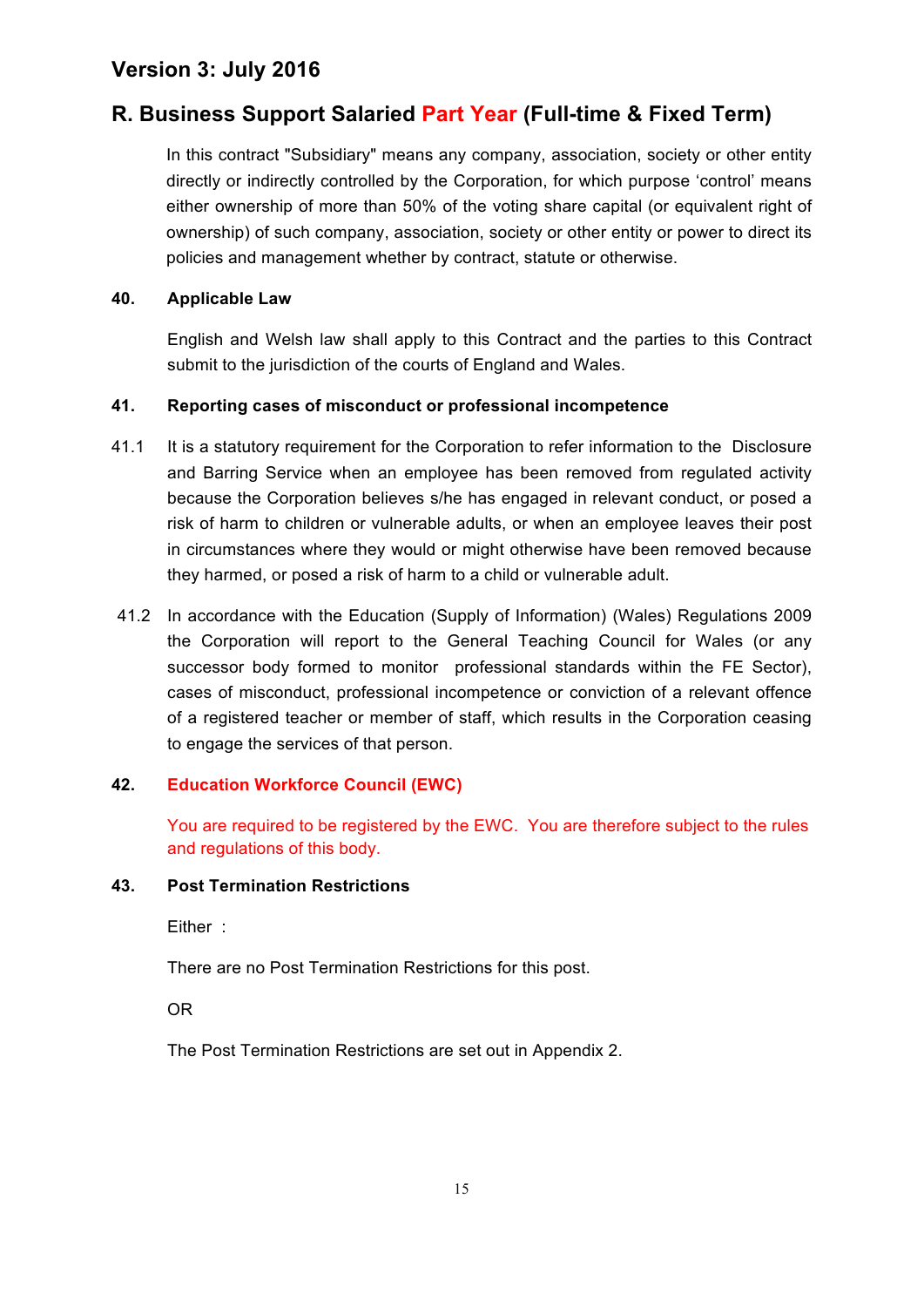## Version 3: July 2016

## R. Business Support Salaried Part Year (Full-time & Fixed Term)

In this contract "Subsidiary" means any company, association, society or other entity directly or indirectly controlled by the Corporation, for which purpose 'control' means either ownership of more than 50% of the voting share capital (or equivalent right of ownership) of such company, association, society or other entity or power to direct its policies and management whether by contract, statute or otherwise.

**40. Applicable Law**

English and Welsh law shall apply to this Contract and the parties to this Contract submit to the jurisdiction of the courts of England and Wales.

**41. Reporting cases of misconduct or professional incompetence**

41.1 It is a statutory requirement for the Corporation to refer information to the Disclosure and Barring Service when an employee has been removed from regulated activity because the Corporation believes s/he has engaged in relevant conduct, or posed a risk of harm to children or vulnerable adults, or when an employee leaves their post in circumstances where they would or might otherwise have been removed because they harmed, or posed a risk of harm to a child or vulnerable adult.

41.2 In accordance with the Education (Supply of Information) (Wales) Regulations 2009 the Corporation will report to the General Teaching Council for Wales (or any successor body formed to monitor professional standards within the FE Sector), cases of misconduct, professional incompetence or conviction of a relevant offence of a registered teacher or member of staff, which results in the Corporation ceasing to engage the services of that person.

**42. Education Workforce Council (EWC)**

You are required to be registered by the EWC. You are therefore subject to the rules and regulations of this body.

**43. Post Termination Restrictions**

Either :

There are no Post Termination Restrictions for this post.

OR

The Post Termination Restrictions are set out in Appendix 2.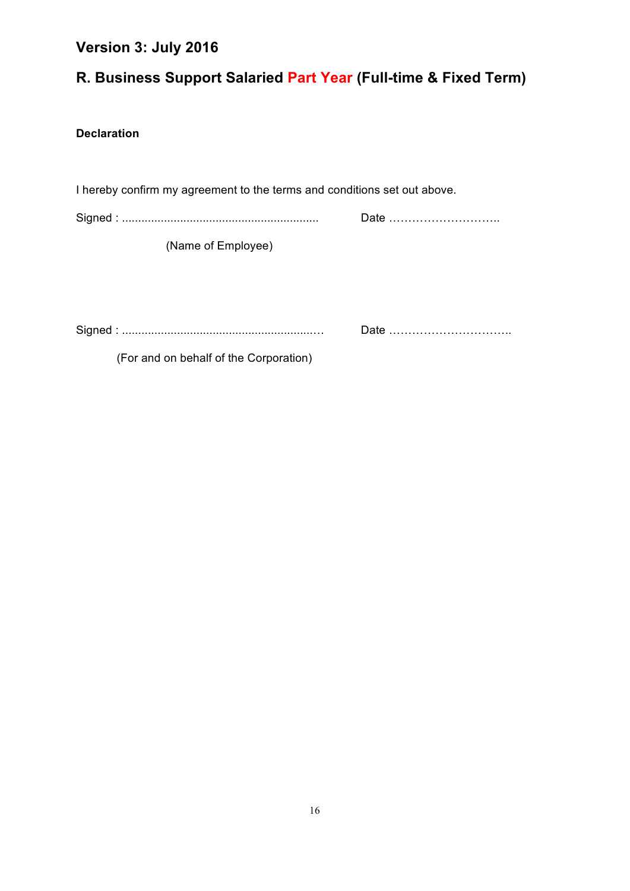## Version 3: July 2016

## R. Business Support Salaried Part Year (Full-time & Fixed Term)

**Declaration**

I hereby confirm my agreement to the terms and conditions set out above.

Signed : ............................................................ Date ………………………..

(Name of Employee)

Signed : ............................................................ Date …………………………..

(For and on behalf of the Corporation)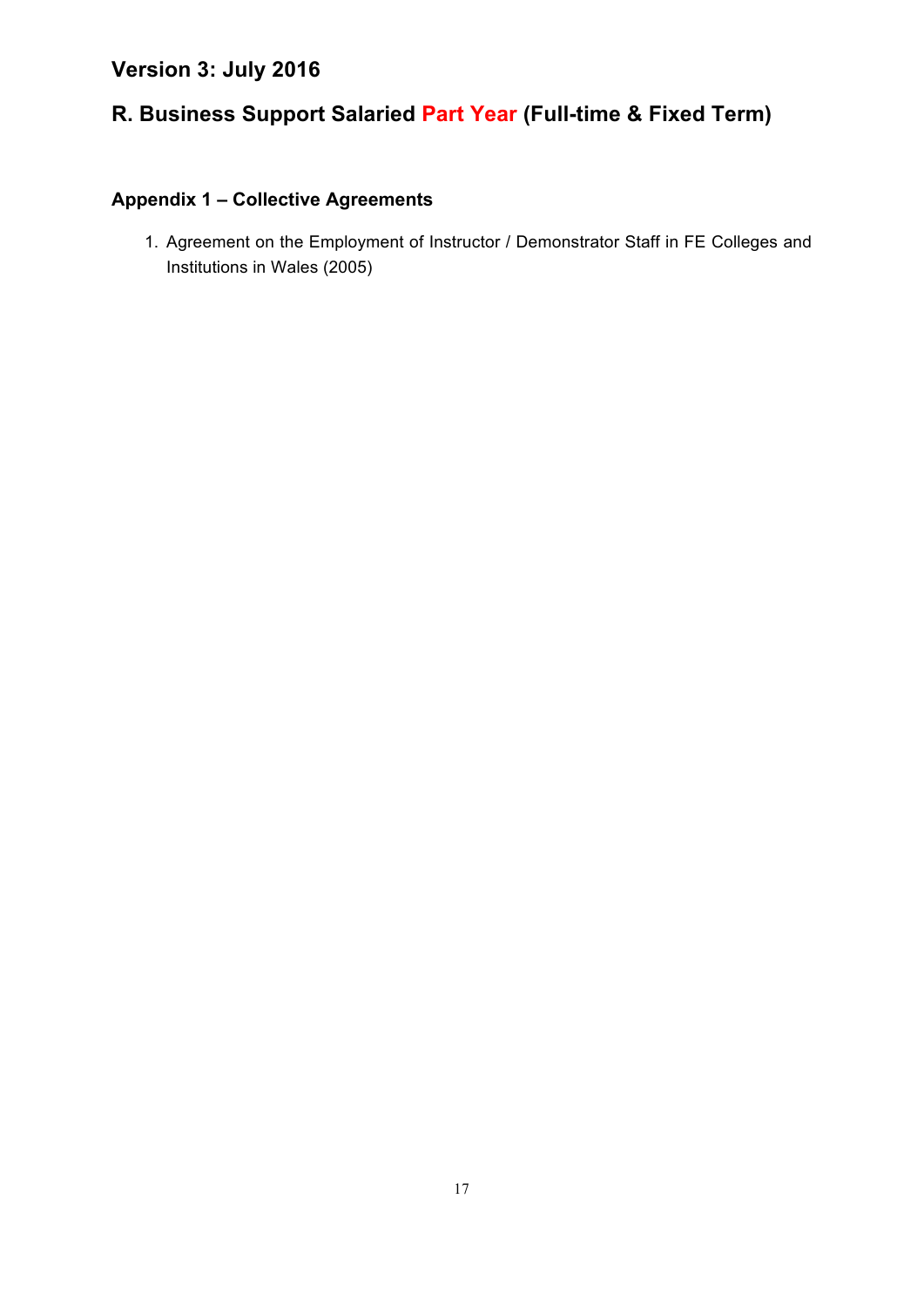## Version 3: July 2016

## R. Business Support Salaried Part Year (Full-time & Fixed Term)

### Appendix 1 – Collective Agreements

1. Agreement on the Employment of Instructor / Demonstrator Staff in FE Colleges and Institutions in Wales (2005)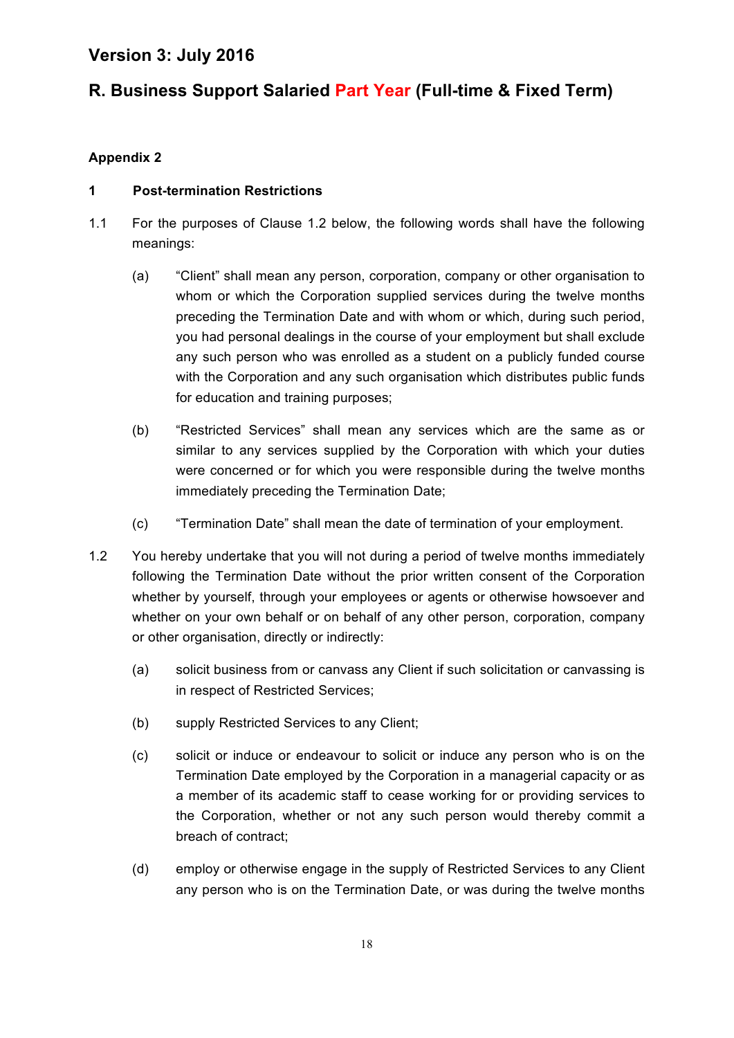## Version 3: July 2016

## R. Business Support Salaried Part Year (Full-time & Fixed Term)

**Appendix 2**

**1 Post-termination Restrictions**

1.1 For the purposes of Clause 1.2 below, the following words shall have the following meanings:

(a) "Client" shall mean any person, corporation, company or other organisation to whom or which the Corporation supplied services during the twelve months preceding the Termination Date and with whom or which, during such period, you had personal dealings in the course of your employment but shall exclude any such person who was enrolled as a student on a publicly funded course with the Corporation and any such organisation which distributes public funds for education and training purposes;

(b) "Restricted Services" shall mean any services which are the same as or similar to any services supplied by the Corporation with which your duties were concerned or for which you were responsible during the twelve months immediately preceding the Termination Date;

(c) "Termination Date" shall mean the date of termination of your employment.

1.2 You hereby undertake that you will not during a period of twelve months immediately following the Termination Date without the prior written consent of the Corporation whether by yourself, through your employees or agents or otherwise howsoever and whether on your own behalf or on behalf of any other person, corporation, company or other organisation, directly or indirectly:

(a) solicit business from or canvass any Client if such solicitation or canvassing is in respect of Restricted Services;

(b) supply Restricted Services to any Client;

(c) solicit or induce or endeavour to solicit or induce any person who is on the Termination Date employed by the Corporation in a managerial capacity or as a member of its academic staff to cease working for or providing services to the Corporation, whether or not any such person would thereby commit a breach of contract;

(d) employ or otherwise engage in the supply of Restricted Services to any Client any person who is on the Termination Date, or was during the twelve months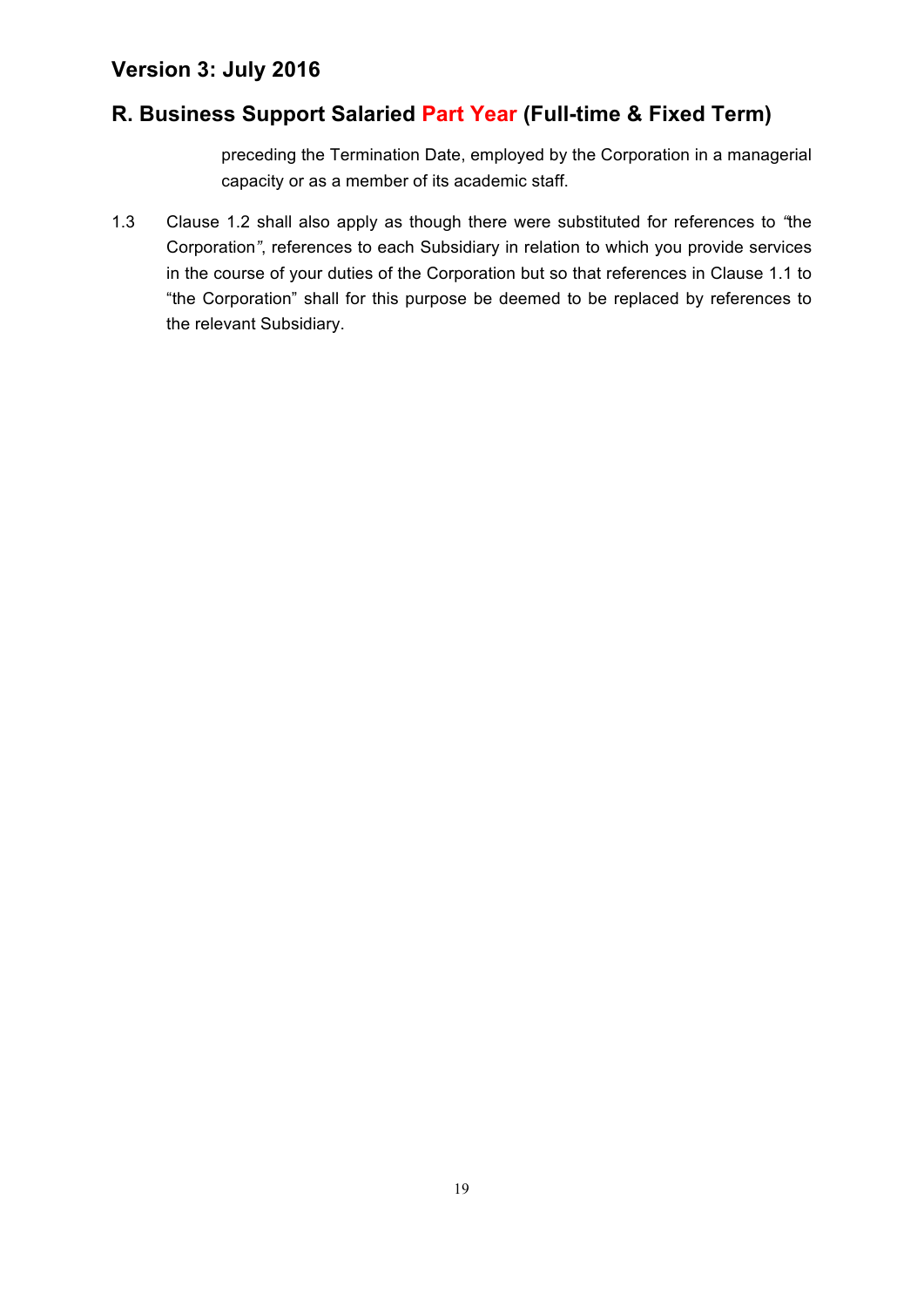preceding the Termination Date, employed by the Corporation in a managerial capacity or as a member of its academic staff.

1.3 Clause 1.2 shall also apply as though there were substituted for references to "the Corporation", references to each Subsidiary in relation to which you provide services in the course of your duties of the Corporation but so that references in Clause 1.1 to "the Corporation" shall for this purpose be deemed to be replaced by references to the relevant Subsidiary.